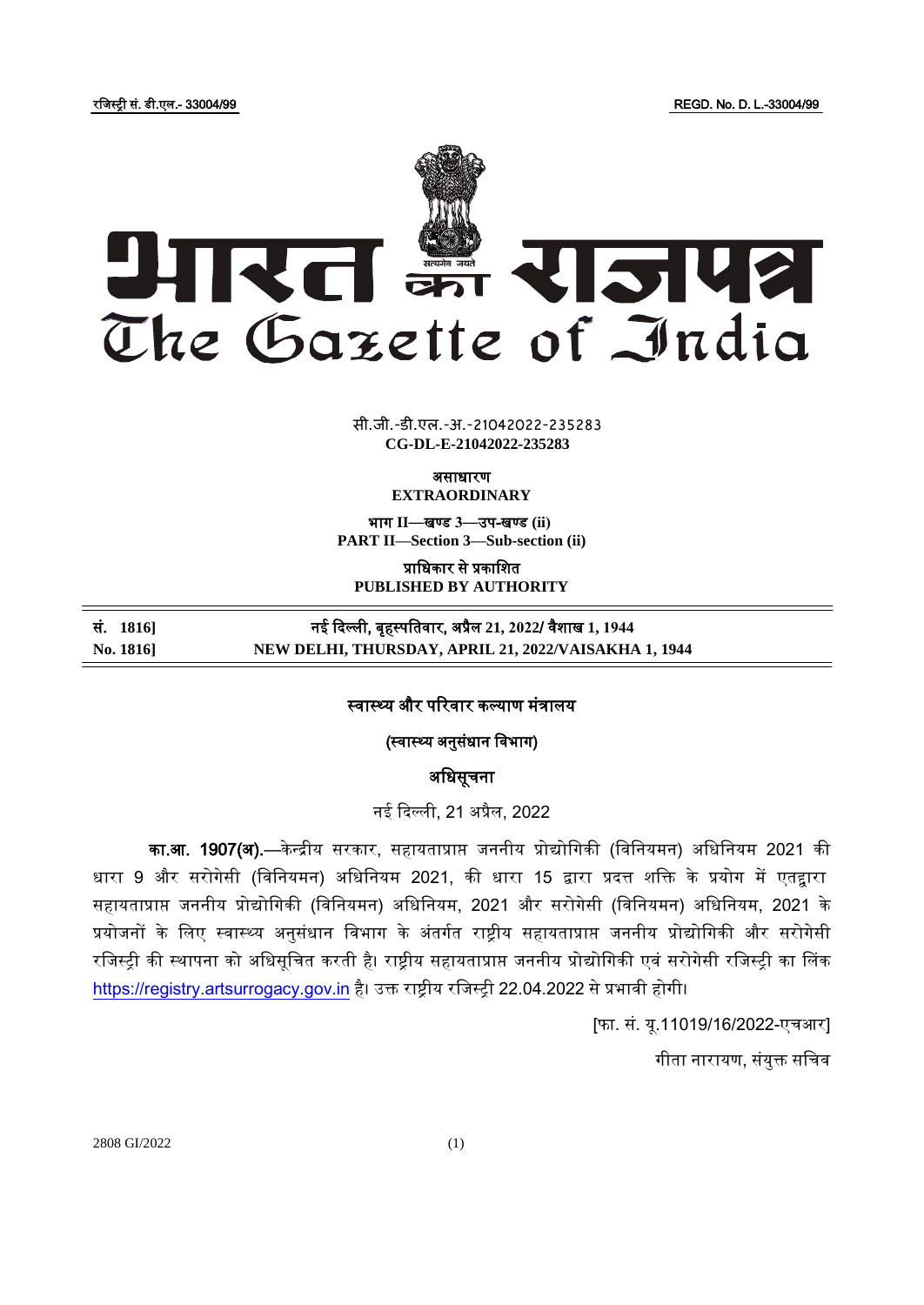रजिस्ट्री सं. डी.एल.- 33004/99 REGD. No. D. L.-33004/99

# भारत का राजपत्र
# The Gazette of India

सी.जी.-डी.एल.-अ.-21042022-235283
**CG-DL-E-21042022-235283**

**असाधारण**
**EXTRAORDINARY**

**भाग II—खण्ड 3—उप-खण्ड (ii)**
**PART II—Section 3—Sub-section (ii)**

**प्राधिकार से प्रकाशित**
**PUBLISHED BY AUTHORITY**

| **सं. 1816]** | **नई दिल्ली, बृहस्पतिवार, अप्रैल 21, 2022/ वैशाख 1, 1944** |
|---|---|
| **No. 1816]** | **NEW DELHI, THURSDAY, APRIL 21, 2022/VAISAKHA 1, 1944** |

## स्वास्थ्य और परिवार कल्याण मंत्रालय

### (स्वास्थ्य अनुसंधान विभाग)

### अधिसूचना

नई दिल्ली, 21 अप्रैल, 2022

**का.आ. 1907(अ).**—केन्द्रीय सरकार, सहायताप्राप्त जननीय प्रोद्योगिकी (विनियमन) अधिनियम 2021 की धारा 9 और सरोगेसी (विनियमन) अधिनियम 2021, की धारा 15 द्वारा प्रदत्त शक्ति के प्रयोग में एतद्वारा सहायताप्राप्त जननीय प्रोद्योगिकी (विनियमन) अधिनियम, 2021 और सरोगेसी (विनियमन) अधिनियम, 2021 के प्रयोजनों के लिए स्वास्थ्य अनुसंधान विभाग के अंतर्गत राष्ट्रीय सहायताप्राप्त जननीय प्रोद्योगिकी और सरोगेसी रजिस्ट्री की स्थापना को अधिसूचित करती है। राष्ट्रीय सहायताप्राप्त जननीय प्रोद्योगिकी एवं सरोगेसी रजिस्ट्री का लिंक https://registry.artsurrogacy.gov.in है। उक्त राष्ट्रीय रजिस्ट्री 22.04.2022 से प्रभावी होगी।

[फा. सं. यू.11019/16/2022-एचआर]

गीता नारायण, संयुक्त सचिव

2808 GI/2022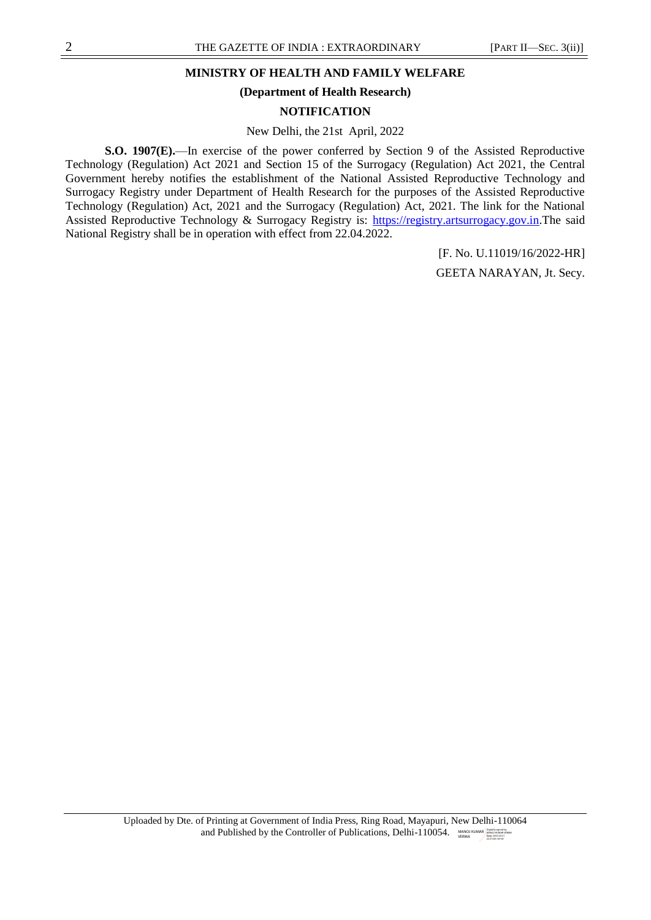## MINISTRY OF HEALTH AND FAMILY WELFARE

**(Department of Health Research)**

**NOTIFICATION**

New Delhi, the 21st April, 2022

**S.O. 1907(E).**—In exercise of the power conferred by Section 9 of the Assisted Reproductive Technology (Regulation) Act 2021 and Section 15 of the Surrogacy (Regulation) Act 2021, the Central Government hereby notifies the establishment of the National Assisted Reproductive Technology and Surrogacy Registry under Department of Health Research for the purposes of the Assisted Reproductive Technology (Regulation) Act, 2021 and the Surrogacy (Regulation) Act, 2021. The link for the National Assisted Reproductive Technology & Surrogacy Registry is: https://registry.artsurrogacy.gov.in.The said National Registry shall be in operation with effect from 22.04.2022.

[F. No. U.11019/16/2022-HR]

GEETA NARAYAN, Jt. Secy.

Uploaded by Dte. of Printing at Government of India Press, Ring Road, Mayapuri, New Delhi-110064 and Published by the Controller of Publications, Delhi-110054.